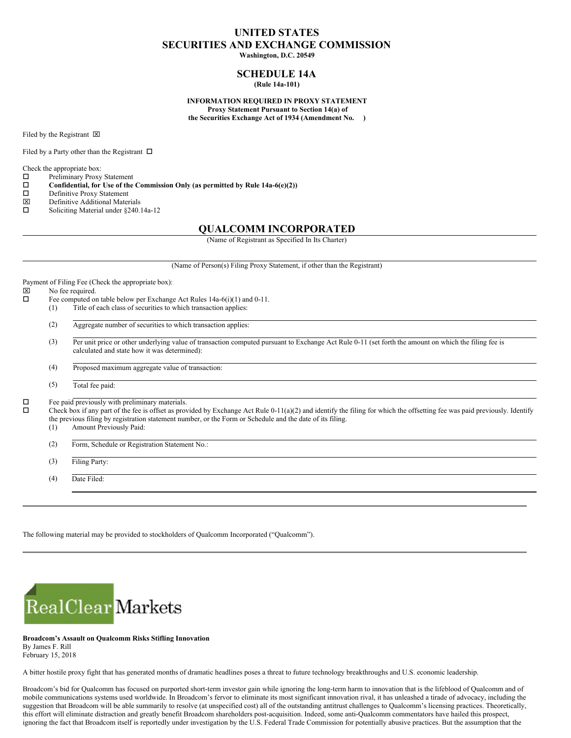# UNITED STATES
# SECURITIES AND EXCHANGE COMMISSION

**Washington, D.C. 20549**

## SCHEDULE 14A

**(Rule 14a-101)**

**INFORMATION REQUIRED IN PROXY STATEMENT**
**Proxy Statement Pursuant to Section 14(a) of**
**the Securities Exchange Act of 1934 (Amendment No. )**

Filed by the Registrant ☒

Filed by a Party other than the Registrant ☐

Check the appropriate box:

☐ Preliminary Proxy Statement
☐ **Confidential, for Use of the Commission Only (as permitted by Rule 14a-6(e)(2))**
☐ Definitive Proxy Statement
☒ Definitive Additional Materials
☐ Soliciting Material under §240.14a-12

## QUALCOMM INCORPORATED

(Name of Registrant as Specified In Its Charter)

(Name of Person(s) Filing Proxy Statement, if other than the Registrant)

Payment of Filing Fee (Check the appropriate box):

☒ No fee required.
☐ Fee computed on table below per Exchange Act Rules 14a-6(i)(1) and 0-11.

(1) Title of each class of securities to which transaction applies:

(2) Aggregate number of securities to which transaction applies:

(3) Per unit price or other underlying value of transaction computed pursuant to Exchange Act Rule 0-11 (set forth the amount on which the filing fee is calculated and state how it was determined):

(4) Proposed maximum aggregate value of transaction:

(5) Total fee paid:

☐ Fee paid previously with preliminary materials.
☐ Check box if any part of the fee is offset as provided by Exchange Act Rule 0-11(a)(2) and identify the filing for which the offsetting fee was paid previously. Identify the previous filing by registration statement number, or the Form or Schedule and the date of its filing.

(1) Amount Previously Paid:

(2) Form, Schedule or Registration Statement No.:

(3) Filing Party:

(4) Date Filed:

---

The following material may be provided to stockholders of Qualcomm Incorporated ("Qualcomm").

---

RealClear Markets

**Broadcom's Assault on Qualcomm Risks Stifling Innovation**
By James F. Rill
February 15, 2018

A bitter hostile proxy fight that has generated months of dramatic headlines poses a threat to future technology breakthroughs and U.S. economic leadership.

Broadcom's bid for Qualcomm has focused on purported short-term investor gain while ignoring the long-term harm to innovation that is the lifeblood of Qualcomm and of mobile communications systems used worldwide. In Broadcom's fervor to eliminate its most significant innovation rival, it has unleashed a tirade of advocacy, including the suggestion that Broadcom will be able summarily to resolve (at unspecified cost) all of the outstanding antitrust challenges to Qualcomm's licensing practices. Theoretically, this effort will eliminate distraction and greatly benefit Broadcom shareholders post-acquisition. Indeed, some anti-Qualcomm commentators have hailed this prospect, ignoring the fact that Broadcom itself is reportedly under investigation by the U.S. Federal Trade Commission for potentially abusive practices. But the assumption that the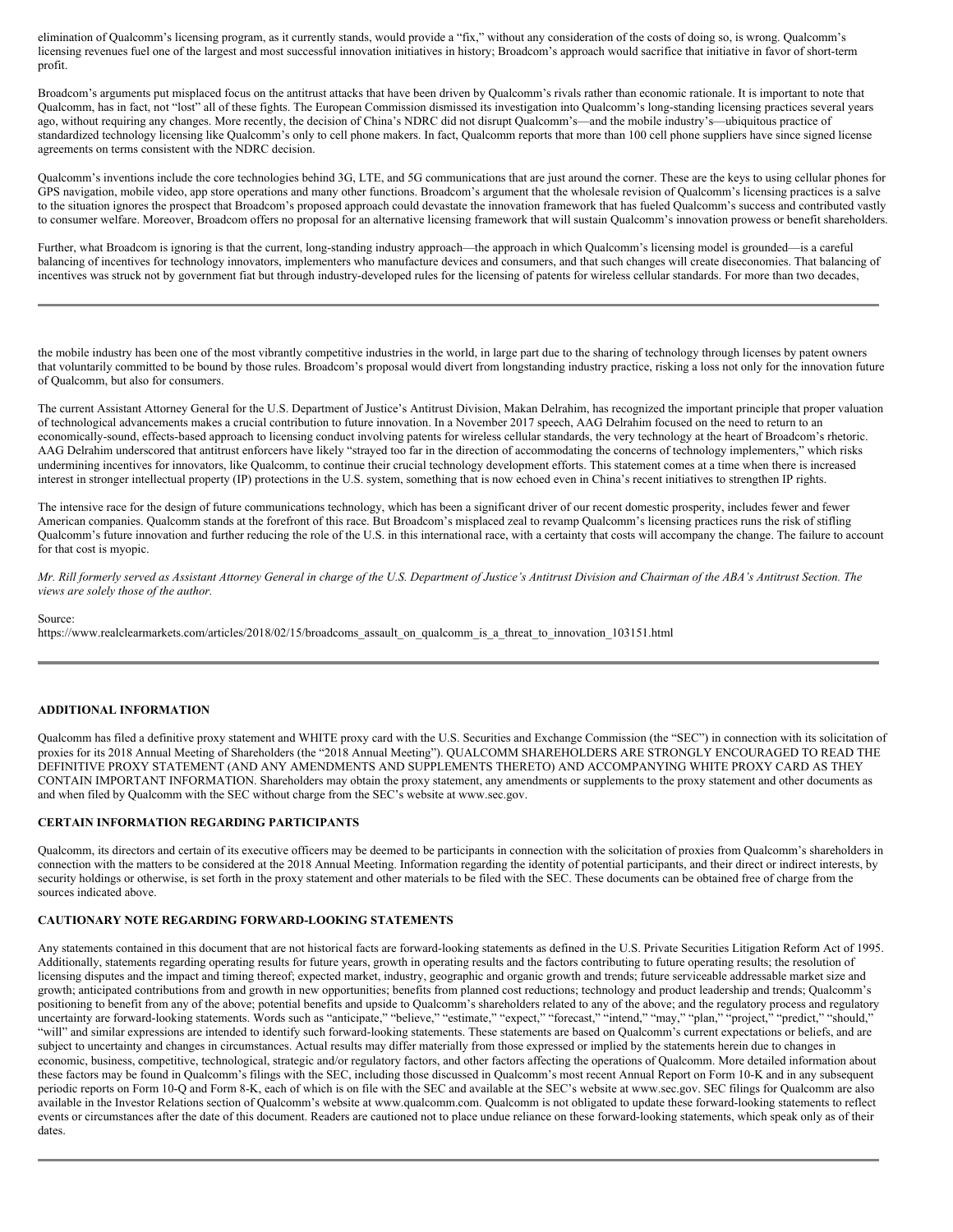elimination of Qualcomm's licensing program, as it currently stands, would provide a "fix," without any consideration of the costs of doing so, is wrong. Qualcomm's licensing revenues fuel one of the largest and most successful innovation initiatives in history; Broadcom's approach would sacrifice that initiative in favor of short-term profit.

Broadcom's arguments put misplaced focus on the antitrust attacks that have been driven by Qualcomm's rivals rather than economic rationale. It is important to note that Qualcomm, has in fact, not "lost" all of these fights. The European Commission dismissed its investigation into Qualcomm's long-standing licensing practices several years ago, without requiring any changes. More recently, the decision of China's NDRC did not disrupt Qualcomm's—and the mobile industry's—ubiquitous practice of standardized technology licensing like Qualcomm's only to cell phone makers. In fact, Qualcomm reports that more than 100 cell phone suppliers have since signed license agreements on terms consistent with the NDRC decision.

Qualcomm's inventions include the core technologies behind 3G, LTE, and 5G communications that are just around the corner. These are the keys to using cellular phones for GPS navigation, mobile video, app store operations and many other functions. Broadcom's argument that the wholesale revision of Qualcomm's licensing practices is a salve to the situation ignores the prospect that Broadcom's proposed approach could devastate the innovation framework that has fueled Qualcomm's success and contributed vastly to consumer welfare. Moreover, Broadcom offers no proposal for an alternative licensing framework that will sustain Qualcomm's innovation prowess or benefit shareholders.

Further, what Broadcom is ignoring is that the current, long-standing industry approach—the approach in which Qualcomm's licensing model is grounded—is a careful balancing of incentives for technology innovators, implementers who manufacture devices and consumers, and that such changes will create diseconomies. That balancing of incentives was struck not by government fiat but through industry-developed rules for the licensing of patents for wireless cellular standards. For more than two decades, the mobile industry has been one of the most vibrantly competitive industries in the world, in large part due to the sharing of technology through licenses by patent owners that voluntarily committed to be bound by those rules. Broadcom's proposal would divert from longstanding industry practice, risking a loss not only for the innovation future of Qualcomm, but also for consumers.

The current Assistant Attorney General for the U.S. Department of Justice's Antitrust Division, Makan Delrahim, has recognized the important principle that proper valuation of technological advancements makes a crucial contribution to future innovation. In a November 2017 speech, AAG Delrahim focused on the need to return to an economically-sound, effects-based approach to licensing conduct involving patents for wireless cellular standards, the very technology at the heart of Broadcom's rhetoric. AAG Delrahim underscored that antitrust enforcers have likely "strayed too far in the direction of accommodating the concerns of technology implementers," which risks undermining incentives for innovators, like Qualcomm, to continue their crucial technology development efforts. This statement comes at a time when there is increased interest in stronger intellectual property (IP) protections in the U.S. system, something that is now echoed even in China's recent initiatives to strengthen IP rights.

The intensive race for the design of future communications technology, which has been a significant driver of our recent domestic prosperity, includes fewer and fewer American companies. Qualcomm stands at the forefront of this race. But Broadcom's misplaced zeal to revamp Qualcomm's licensing practices runs the risk of stifling Qualcomm's future innovation and further reducing the role of the U.S. in this international race, with a certainty that costs will accompany the change. The failure to account for that cost is myopic.

*Mr. Rill formerly served as Assistant Attorney General in charge of the U.S. Department of Justice's Antitrust Division and Chairman of the ABA's Antitrust Section. The views are solely those of the author.*

Source:
https://www.realclearmarkets.com/articles/2018/02/15/broadcoms_assault_on_qualcomm_is_a_threat_to_innovation_103151.html

**ADDITIONAL INFORMATION**

Qualcomm has filed a definitive proxy statement and WHITE proxy card with the U.S. Securities and Exchange Commission (the "SEC") in connection with its solicitation of proxies for its 2018 Annual Meeting of Shareholders (the "2018 Annual Meeting"). QUALCOMM SHAREHOLDERS ARE STRONGLY ENCOURAGED TO READ THE DEFINITIVE PROXY STATEMENT (AND ANY AMENDMENTS AND SUPPLEMENTS THERETO) AND ACCOMPANYING WHITE PROXY CARD AS THEY CONTAIN IMPORTANT INFORMATION. Shareholders may obtain the proxy statement, any amendments or supplements to the proxy statement and other documents as and when filed by Qualcomm with the SEC without charge from the SEC's website at www.sec.gov.

**CERTAIN INFORMATION REGARDING PARTICIPANTS**

Qualcomm, its directors and certain of its executive officers may be deemed to be participants in connection with the solicitation of proxies from Qualcomm's shareholders in connection with the matters to be considered at the 2018 Annual Meeting. Information regarding the identity of potential participants, and their direct or indirect interests, by security holdings or otherwise, is set forth in the proxy statement and other materials to be filed with the SEC. These documents can be obtained free of charge from the sources indicated above.

**CAUTIONARY NOTE REGARDING FORWARD-LOOKING STATEMENTS**

Any statements contained in this document that are not historical facts are forward-looking statements as defined in the U.S. Private Securities Litigation Reform Act of 1995. Additionally, statements regarding operating results for future years, growth in operating results and the factors contributing to future operating results; the resolution of licensing disputes and the impact and timing thereof; expected market, industry, geographic and organic growth and trends; future serviceable addressable market size and growth; anticipated contributions from and growth in new opportunities; benefits from planned cost reductions; technology and product leadership and trends; Qualcomm's positioning to benefit from any of the above; potential benefits and upside to Qualcomm's shareholders related to any of the above; and the regulatory process and regulatory uncertainty are forward-looking statements. Words such as "anticipate," "believe," "estimate," "expect," "forecast," "intend," "may," "plan," "project," "predict," "should," "will" and similar expressions are intended to identify such forward-looking statements. These statements are based on Qualcomm's current expectations or beliefs, and are subject to uncertainty and changes in circumstances. Actual results may differ materially from those expressed or implied by the statements herein due to changes in economic, business, competitive, technological, strategic and/or regulatory factors, and other factors affecting the operations of Qualcomm. More detailed information about these factors may be found in Qualcomm's filings with the SEC, including those discussed in Qualcomm's most recent Annual Report on Form 10-K and in any subsequent periodic reports on Form 10-Q and Form 8-K, each of which is on file with the SEC and available at the SEC's website at www.sec.gov. SEC filings for Qualcomm are also available in the Investor Relations section of Qualcomm's website at www.qualcomm.com. Qualcomm is not obligated to update these forward-looking statements to reflect events or circumstances after the date of this document. Readers are cautioned not to place undue reliance on these forward-looking statements, which speak only as of their dates.